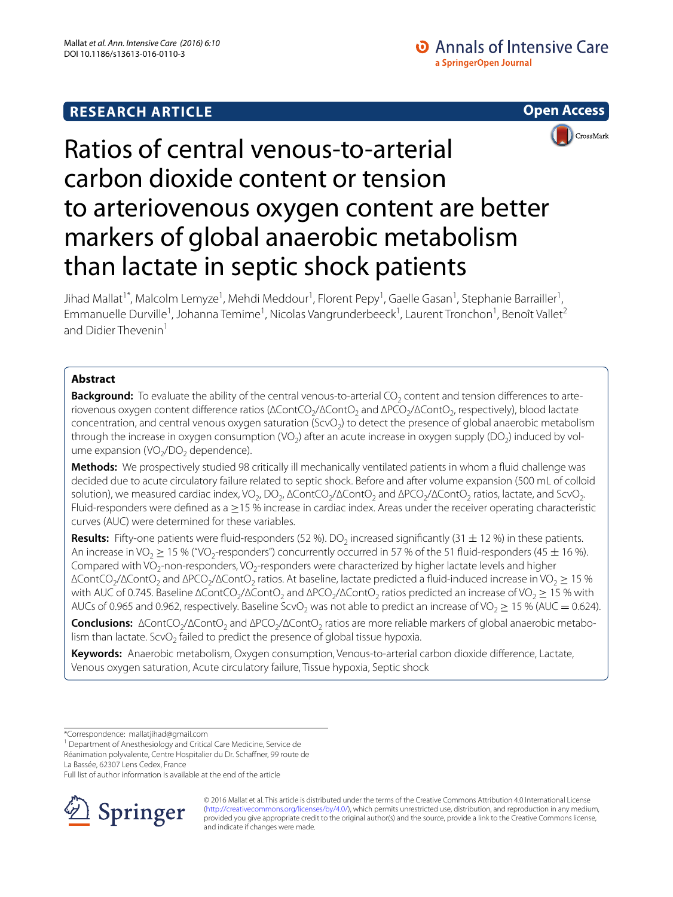RESEARCH ARTICLE

Open Access

# Ratios of central venous-to-arterial carbon dioxide content or tension to arteriovenous oxygen content are better markers of global anaerobic metabolism than lactate in septic shock patients

Jihad Mallat[1*], Malcolm Lemyze[1], Mehdi Meddour[1], Florent Pepy[1], Gaelle Gasan[1], Stephanie Barrailler[1], Emmanuelle Durville[1], Johanna Temime[1], Nicolas Vangrunderbeeck[1], Laurent Tronchon[1], Benoît Vallet[2] and Didier Thevenin[1]

## Abstract

**Background:** To evaluate the ability of the central venous-to-arterial $CO_2$ content and tension differences to arteriovenous oxygen content difference ratios ($\Delta ContCO_2/\Delta ContO_2$ and $\Delta PCO_2/\Delta ContO_2$, respectively), blood lactate concentration, and central venous oxygen saturation ($ScvO_2$) to detect the presence of global anaerobic metabolism through the increase in oxygen consumption ($VO_2$) after an acute increase in oxygen supply ($DO_2$) induced by volume expansion ($VO_2/DO_2$ dependence).

**Methods:** We prospectively studied 98 critically ill mechanically ventilated patients in whom a fluid challenge was decided due to acute circulatory failure related to septic shock. Before and after volume expansion (500 mL of colloid solution), we measured cardiac index, $VO_2$, $DO_2$, $\Delta ContCO_2/\Delta ContO_2$ and $\Delta PCO_2/\Delta ContO_2$ ratios, lactate, and $ScvO_2$. Fluid-responders were defined as a $\geq$15 % increase in cardiac index. Areas under the receiver operating characteristic curves (AUC) were determined for these variables.

**Results:** Fifty-one patients were fluid-responders (52 %). $DO_2$ increased significantly (31 $\pm$ 12 %) in these patients. An increase in $VO_2 \geq 15$ % ("$VO_2$-responders") concurrently occurred in 57 % of the 51 fluid-responders (45 $\pm$ 16 %). Compared with $VO_2$-non-responders, $VO_2$-responders were characterized by higher lactate levels and higher $\Delta ContCO_2/\Delta ContO_2$ and $\Delta PCO_2/\Delta ContO_2$ ratios. At baseline, lactate predicted a fluid-induced increase in $VO_2 \geq 15$ % with AUC of 0.745. Baseline $\Delta ContCO_2/\Delta ContO_2$ and $\Delta PCO_2/\Delta ContO_2$ ratios predicted an increase of $VO_2 \geq 15$ % with AUCs of 0.965 and 0.962, respectively. Baseline $ScvO_2$ was not able to predict an increase of $VO_2 \geq 15$ % (AUC = 0.624).

**Conclusions:** $\Delta ContCO_2/\Delta ContO_2$ and $\Delta PCO_2/\Delta ContO_2$ ratios are more reliable markers of global anaerobic metabolism than lactate. $ScvO_2$ failed to predict the presence of global tissue hypoxia.

**Keywords:** Anaerobic metabolism, Oxygen consumption, Venous-to-arterial carbon dioxide difference, Lactate, Venous oxygen saturation, Acute circulatory failure, Tissue hypoxia, Septic shock

*Correspondence: mallatjihad@gmail.com
[1] Department of Anesthesiology and Critical Care Medicine, Service de Réanimation polyvalente, Centre Hospitalier du Dr. Schaffner, 99 route de La Bassée, 62307 Lens Cedex, France
Full list of author information is available at the end of the article

© 2016 Mallat et al. This article is distributed under the terms of the Creative Commons Attribution 4.0 International License (http://creativecommons.org/licenses/by/4.0/), which permits unrestricted use, distribution, and reproduction in any medium, provided you give appropriate credit to the original author(s) and the source, provide a link to the Creative Commons license, and indicate if changes were made.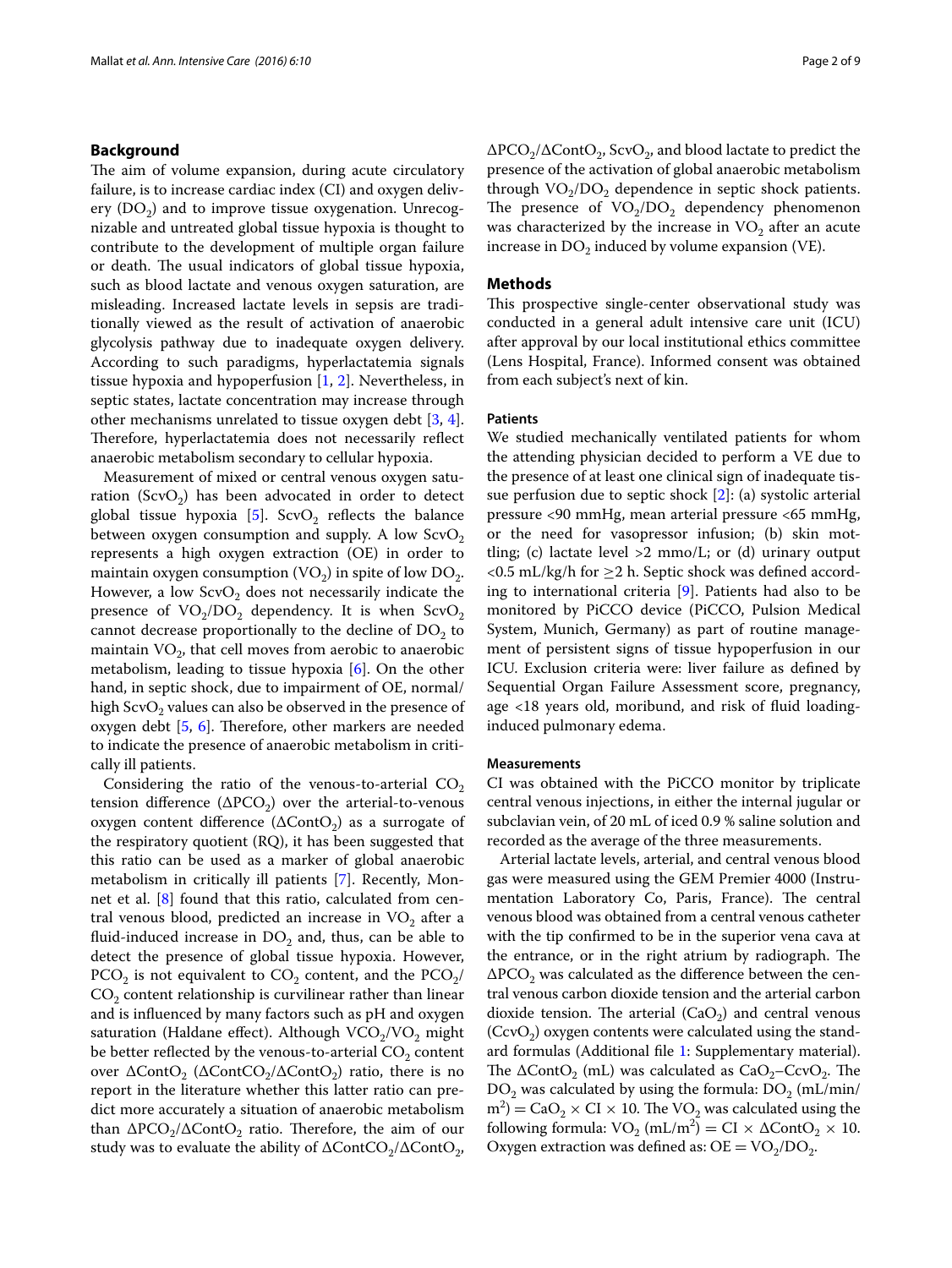## Background

The aim of volume expansion, during acute circulatory failure, is to increase cardiac index (CI) and oxygen delivery ($DO_2$) and to improve tissue oxygenation. Unrecognizable and untreated global tissue hypoxia is thought to contribute to the development of multiple organ failure or death. The usual indicators of global tissue hypoxia, such as blood lactate and venous oxygen saturation, are misleading. Increased lactate levels in sepsis are traditionally viewed as the result of activation of anaerobic glycolysis pathway due to inadequate oxygen delivery. According to such paradigms, hyperlactatemia signals tissue hypoxia and hypoperfusion [1, 2]. Nevertheless, in septic states, lactate concentration may increase through other mechanisms unrelated to tissue oxygen debt [3, 4]. Therefore, hyperlactatemia does not necessarily reflect anaerobic metabolism secondary to cellular hypoxia.

Measurement of mixed or central venous oxygen saturation ($ScvO_2$) has been advocated in order to detect global tissue hypoxia [5]. $ScvO_2$ reflects the balance between oxygen consumption and supply. A low $ScvO_2$ represents a high oxygen extraction (OE) in order to maintain oxygen consumption ($VO_2$) in spite of low $DO_2$. However, a low $ScvO_2$ does not necessarily indicate the presence of $VO_2/DO_2$ dependency. It is when $ScvO_2$ cannot decrease proportionally to the decline of $DO_2$ to maintain $VO_2$, that cell moves from aerobic to anaerobic metabolism, leading to tissue hypoxia [6]. On the other hand, in septic shock, due to impairment of OE, normal/high $ScvO_2$ values can also be observed in the presence of oxygen debt [5, 6]. Therefore, other markers are needed to indicate the presence of anaerobic metabolism in critically ill patients.

Considering the ratio of the venous-to-arterial $CO_2$ tension difference ($\Delta PCO_2$) over the arterial-to-venous oxygen content difference ($\Delta ContO_2$) as a surrogate of the respiratory quotient (RQ), it has been suggested that this ratio can be used as a marker of global anaerobic metabolism in critically ill patients [7]. Recently, Monnet et al. [8] found that this ratio, calculated from central venous blood, predicted an increase in $VO_2$ after a fluid-induced increase in $DO_2$ and, thus, can be able to detect the presence of global tissue hypoxia. However, $PCO_2$ is not equivalent to $CO_2$ content, and the $PCO_2$/$CO_2$ content relationship is curvilinear rather than linear and is influenced by many factors such as pH and oxygen saturation (Haldane effect). Although $VCO_2/VO_2$ might be better reflected by the venous-to-arterial $CO_2$ content over $\Delta ContO_2$ ($\Delta ContCO_2/\Delta ContO_2$) ratio, there is no report in the literature whether this latter ratio can predict more accurately a situation of anaerobic metabolism than $\Delta PCO_2/\Delta ContO_2$ ratio. Therefore, the aim of our study was to evaluate the ability of $\Delta ContCO_2/\Delta ContO_2$, $\Delta PCO_2/\Delta ContO_2$, $ScvO_2$, and blood lactate to predict the presence of the activation of global anaerobic metabolism through $VO_2/DO_2$ dependence in septic shock patients. The presence of $VO_2/DO_2$ dependency phenomenon was characterized by the increase in $VO_2$ after an acute increase in $DO_2$ induced by volume expansion (VE).

## Methods

This prospective single-center observational study was conducted in a general adult intensive care unit (ICU) after approval by our local institutional ethics committee (Lens Hospital, France). Informed consent was obtained from each subject's next of kin.

### Patients

We studied mechanically ventilated patients for whom the attending physician decided to perform a VE due to the presence of at least one clinical sign of inadequate tissue perfusion due to septic shock [2]: (a) systolic arterial pressure <90 mmHg, mean arterial pressure <65 mmHg, or the need for vasopressor infusion; (b) skin mottling; (c) lactate level >2 mmo/L; or (d) urinary output <0.5 mL/kg/h for ≥2 h. Septic shock was defined according to international criteria [9]. Patients had also to be monitored by PiCCO device (PiCCO, Pulsion Medical System, Munich, Germany) as part of routine management of persistent signs of tissue hypoperfusion in our ICU. Exclusion criteria were: liver failure as defined by Sequential Organ Failure Assessment score, pregnancy, age <18 years old, moribund, and risk of fluid loading-induced pulmonary edema.

### Measurements

CI was obtained with the PiCCO monitor by triplicate central venous injections, in either the internal jugular or subclavian vein, of 20 mL of iced 0.9 % saline solution and recorded as the average of the three measurements.

Arterial lactate levels, arterial, and central venous blood gas were measured using the GEM Premier 4000 (Instrumentation Laboratory Co, Paris, France). The central venous blood was obtained from a central venous catheter with the tip confirmed to be in the superior vena cava at the entrance, or in the right atrium by radiograph. The $\Delta PCO_2$ was calculated as the difference between the central venous carbon dioxide tension and the arterial carbon dioxide tension. The arterial ($CaO_2$) and central venous ($CcvO_2$) oxygen contents were calculated using the standard formulas (Additional file 1: Supplementary material). The $\Delta ContO_2$ (mL) was calculated as $CaO_2$–$CcvO_2$. The $DO_2$ was calculated by using the formula: $DO_2$ (mL/min/m$^2$) = $CaO_2 \times CI \times 10$. The $VO_2$ was calculated using the following formula: $VO_2$ (mL/m$^2$) = $CI \times \Delta ContO_2 \times 10$. Oxygen extraction was defined as: $OE = VO_2/DO_2$.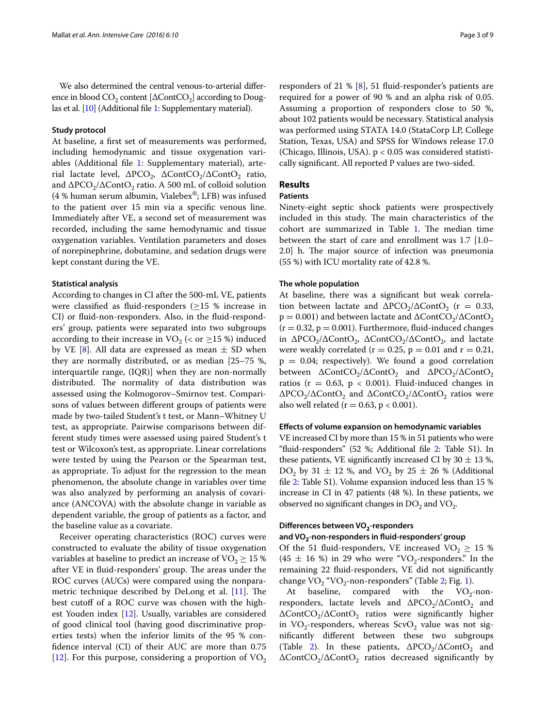We also determined the central venous-to-arterial difference in blood $CO_2$ content [$\Delta ContCO_2$] according to Douglas et al. [10] (Additional file 1: Supplementary material).

### Study protocol

At baseline, a first set of measurements was performed, including hemodynamic and tissue oxygenation variables (Additional file 1: Supplementary material), arterial lactate level, $\Delta PCO_2$, $\Delta ContCO_2/\Delta ContO_2$ ratio, and $\Delta PCO_2/\Delta ContO_2$ ratio. A 500 mL of colloid solution (4 % human serum albumin, Vialebex®; LFB) was infused to the patient over 15 min via a specific venous line. Immediately after VE, a second set of measurement was recorded, including the same hemodynamic and tissue oxygenation variables. Ventilation parameters and doses of norepinephrine, dobutamine, and sedation drugs were kept constant during the VE.

### Statistical analysis

According to changes in CI after the 500-mL VE, patients were classified as fluid-responders (≥15 % increase in CI) or fluid-non-responders. Also, in the fluid-responders' group, patients were separated into two subgroups according to their increase in $VO_2$ (< or ≥15 %) induced by VE [8]. All data are expressed as mean ± SD when they are normally distributed, or as median [25–75 %, interquartile range, (IQR)] when they are non-normally distributed. The normality of data distribution was assessed using the Kolmogorov–Smirnov test. Comparisons of values between different groups of patients were made by two-tailed Student's t test, or Mann–Whitney U test, as appropriate. Pairwise comparisons between different study times were assessed using paired Student's t test or Wilcoxon's test, as appropriate. Linear correlations were tested by using the Pearson or the Spearman test, as appropriate. To adjust for the regression to the mean phenomenon, the absolute change in variables over time was also analyzed by performing an analysis of covariance (ANCOVA) with the absolute change in variable as dependent variable, the group of patients as a factor, and the baseline value as a covariate.

Receiver operating characteristics (ROC) curves were constructed to evaluate the ability of tissue oxygenation variables at baseline to predict an increase of $VO_2 \geq 15$ % after VE in fluid-responders' group. The areas under the ROC curves (AUCs) were compared using the nonparametric technique described by DeLong et al. [11]. The best cutoff of a ROC curve was chosen with the highest Youden index [12]. Usually, variables are considered of good clinical tool (having good discriminative properties tests) when the inferior limits of the 95 % confidence interval (CI) of their AUC are more than 0.75 [12]. For this purpose, considering a proportion of $VO_2$ responders of 21 % [8], 51 fluid-responder's patients are required for a power of 90 % and an alpha risk of 0.05. Assuming a proportion of responders close to 50 %, about 102 patients would be necessary. Statistical analysis was performed using STATA 14.0 (StataCorp LP, College Station, Texas, USA) and SPSS for Windows release 17.0 (Chicago, Illinois, USA). $p < 0.05$ was considered statistically significant. All reported P values are two-sided.

## Results

### Patients

Ninety-eight septic shock patients were prospectively included in this study. The main characteristics of the cohort are summarized in Table 1. The median time between the start of care and enrollment was 1.7 [1.0–2.0] h. The major source of infection was pneumonia (55 %) with ICU mortality rate of 42.8 %.

### The whole population

At baseline, there was a significant but weak correlation between lactate and $\Delta PCO_2/\Delta ContO_2$ ($r = 0.33$, $p = 0.001$) and between lactate and $\Delta ContCO_2/\Delta ContO_2$ ($r = 0.32$, $p = 0.001$). Furthermore, fluid-induced changes in $\Delta PCO_2/\Delta ContO_2$, $\Delta ContCO_2/\Delta ContO_2$, and lactate were weakly correlated ($r = 0.25$, $p = 0.01$ and $r = 0.21$, $p = 0.04$; respectively). We found a good correlation between $\Delta ContCO_2/\Delta ContO_2$ and $\Delta PCO_2/\Delta ContO_2$ ratios ($r = 0.63$, $p < 0.001$). Fluid-induced changes in $\Delta PCO_2/\Delta ContO_2$ and $\Delta ContCO_2/\Delta ContO_2$ ratios were also well related ($r = 0.63$, $p < 0.001$).

### Effects of volume expansion on hemodynamic variables

VE increased CI by more than 15 % in 51 patients who were "fluid-responders" (52 %; Additional file 2: Table S1). In these patients, VE significantly increased CI by 30 ± 13 %, $DO_2$ by 31 ± 12 %, and $VO_2$ by 25 ± 26 % (Additional file 2: Table S1). Volume expansion induced less than 15 % increase in CI in 47 patients (48 %). In these patients, we observed no significant changes in $DO_2$ and $VO_2$.

### Differences between $VO_2$-responders and $VO_2$-non-responders in fluid-responders' group

Of the 51 fluid-responders, VE increased $VO_2 \geq 15$ % (45 ± 16 %) in 29 who were "$VO_2$-responders." In the remaining 22 fluid-responders, VE did not significantly change $VO_2$ "$VO_2$-non-responders" (Table 2; Fig. 1).

At baseline, compared with the $VO_2$-non-responders, lactate levels and $\Delta PCO_2/\Delta ContO_2$ and $\Delta ContCO_2/\Delta ContO_2$ ratios were significantly higher in $VO_2$-responders, whereas $ScvO_2$ value was not significantly different between these two subgroups (Table 2). In these patients, $\Delta PCO_2/\Delta ContO_2$ and $\Delta ContCO_2/\Delta ContO_2$ ratios decreased significantly by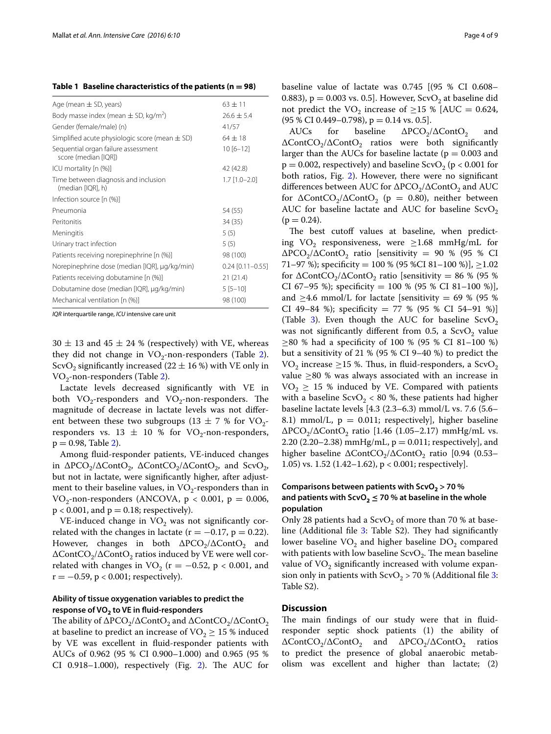**Table 1 Baseline characteristics of the patients (n = 98)**

| | |
|---|---|
| Age (mean ± SD, years) | 63 ± 11 |
| Body masse index (mean ± SD, kg/m$^2$) | 26.6 ± 5.4 |
| Gender (female/male) (n) | 41/57 |
| Simplified acute physiologic score (mean ± SD) | 64 ± 18 |
| Sequential organ failure assessment score (median [IQR]) | 10 [6–12] |
| ICU mortality [n (%)] | 42 (42.8) |
| Time between diagnosis and inclusion (median [IQR], h) | 1.7 [1.0–2.0] |
| Infection source [n (%)] | |
| Pneumonia | 54 (55) |
| Peritonitis | 34 (35) |
| Meningitis | 5 (5) |
| Urinary tract infection | 5 (5) |
| Patients receiving norepinephrine [n (%)] | 98 (100) |
| Norepinephrine dose (median [IQR], µg/kg/min) | 0.24 [0.11–0.55] |
| Patients receiving dobutamine [n (%)] | 21 (21.4) |
| Dobutamine dose (median [IQR], µg/kg/min) | 5 [5–10] |
| Mechanical ventilation [n (%)] | 98 (100) |

*IQR* interquartile range, *ICU* intensive care unit

30 ± 13 and 45 ± 24 % (respectively) with VE, whereas they did not change in $VO_2$-non-responders (Table 2). $ScvO_2$ significantly increased (22 ± 16 %) with VE only in $VO_2$-non-responders (Table 2).

Lactate levels decreased significantly with VE in both $VO_2$-responders and $VO_2$-non-responders. The magnitude of decrease in lactate levels was not different between these two subgroups (13 ± 7 % for $VO_2$-responders vs. 13 ± 10 % for $VO_2$-non-responders, $p = 0.98$, Table 2).

Among fluid-responder patients, VE-induced changes in $\Delta PCO_2/\Delta ContO_2$, $\Delta ContCO_2/\Delta ContO_2$, and $ScvO_2$, but not in lactate, were significantly higher, after adjustment to their baseline values, in $VO_2$-responders than in $VO_2$-non-responders (ANCOVA, $p < 0.001$, $p = 0.006$, $p < 0.001$, and $p = 0.18$; respectively).

VE-induced change in $VO_2$ was not significantly correlated with the changes in lactate ($r = -0.17$, $p = 0.22$). However, changes in both $\Delta PCO_2/\Delta ContO_2$ and $\Delta ContCO_2/\Delta ContO_2$ ratios induced by VE were well correlated with changes in $VO_2$ ($r = -0.52$, $p < 0.001$, and $r = -0.59$, $p < 0.001$; respectively).

### Ability of tissue oxygenation variables to predict the response of $VO_2$ to VE in fluid-responders

The ability of $\Delta PCO_2/\Delta ContO_2$ and $\Delta ContCO_2/\Delta ContO_2$ at baseline to predict an increase of $VO_2 \geq 15$ % induced by VE was excellent in fluid-responder patients with AUCs of 0.962 (95 % CI 0.900–1.000) and 0.965 (95 % CI 0.918–1.000), respectively (Fig. 2). The AUC for baseline value of lactate was 0.745 [(95 % CI 0.608–0.883), $p = 0.003$ vs. 0.5]. However, $ScvO_2$ at baseline did not predict the $VO_2$ increase of ≥15 % [AUC = 0.624, (95 % CI 0.449–0.798), $p = 0.14$ vs. 0.5].

AUCs for baseline $\Delta PCO_2/\Delta ContO_2$ and $\Delta ContCO_2/\Delta ContO_2$ ratios were both significantly larger than the AUCs for baseline lactate ($p = 0.003$ and $p = 0.002$, respectively) and baseline $ScvO_2$ ($p < 0.001$ for both ratios, Fig. 2). However, there were no significant differences between AUC for $\Delta PCO_2/\Delta ContO_2$ and AUC for $\Delta ContCO_2/\Delta ContO_2$ ($p = 0.80$), neither between AUC for baseline lactate and AUC for baseline $ScvO_2$ ($p = 0.24$).

The best cutoff values at baseline, when predicting $VO_2$ responsiveness, were ≥1.68 mmHg/mL for $\Delta PCO_2/\Delta ContO_2$ ratio [sensitivity = 90 % (95 % CI 71–97 %); specificity = 100 % (95 %CI 81–100 %)], ≥1.02 for $\Delta ContCO_2/\Delta ContO_2$ ratio [sensitivity = 86 % (95 % CI 67–95 %); specificity = 100 % (95 % CI 81–100 %)], and ≥4.6 mmol/L for lactate [sensitivity = 69 % (95 % CI 49–84 %); specificity = 77 % (95 % CI 54–91 %)] (Table 3). Even though the AUC for baseline $ScvO_2$ was not significantly different from 0.5, a $ScvO_2$ value ≥80 % had a specificity of 100 % (95 % CI 81–100 %) but a sensitivity of 21 % (95 % CI 9–40 %) to predict the $VO_2$ increase ≥15 %. Thus, in fluid-responders, a $ScvO_2$ value ≥80 % was always associated with an increase in $VO_2 \geq 15$ % induced by VE. Compared with patients with a baseline $ScvO_2$ < 80 %, these patients had higher baseline lactate levels [4.3 (2.3–6.3) mmol/L vs. 7.6 (5.6–8.1) mmol/L, $p = 0.011$; respectively], higher baseline $\Delta PCO_2/\Delta ContO_2$ ratio [1.46 (1.05–2.17) mmHg/mL vs. 2.20 (2.20–2.38) mmHg/mL, $p = 0.011$; respectively], and higher baseline $\Delta ContCO_2/\Delta ContO_2$ ratio [0.94 (0.53–1.05) vs. 1.52 (1.42–1.62), $p < 0.001$; respectively].

### Comparisons between patients with $ScvO_2$ > 70 % and patients with $ScvO_2$ ≤ 70 % at baseline in the whole population

Only 28 patients had a $ScvO_2$ of more than 70 % at baseline (Additional file 3: Table S2). They had significantly lower baseline $VO_2$ and higher baseline $DO_2$ compared with patients with low baseline $ScvO_2$. The mean baseline value of $VO_2$ significantly increased with volume expansion only in patients with $ScvO_2$ > 70 % (Additional file 3: Table S2).

## Discussion

The main findings of our study were that in fluid-responder septic shock patients (1) the ability of $\Delta ContCO_2/\Delta ContO_2$ and $\Delta PCO_2/\Delta ContO_2$ ratios to predict the presence of global anaerobic metabolism was excellent and higher than lactate; (2)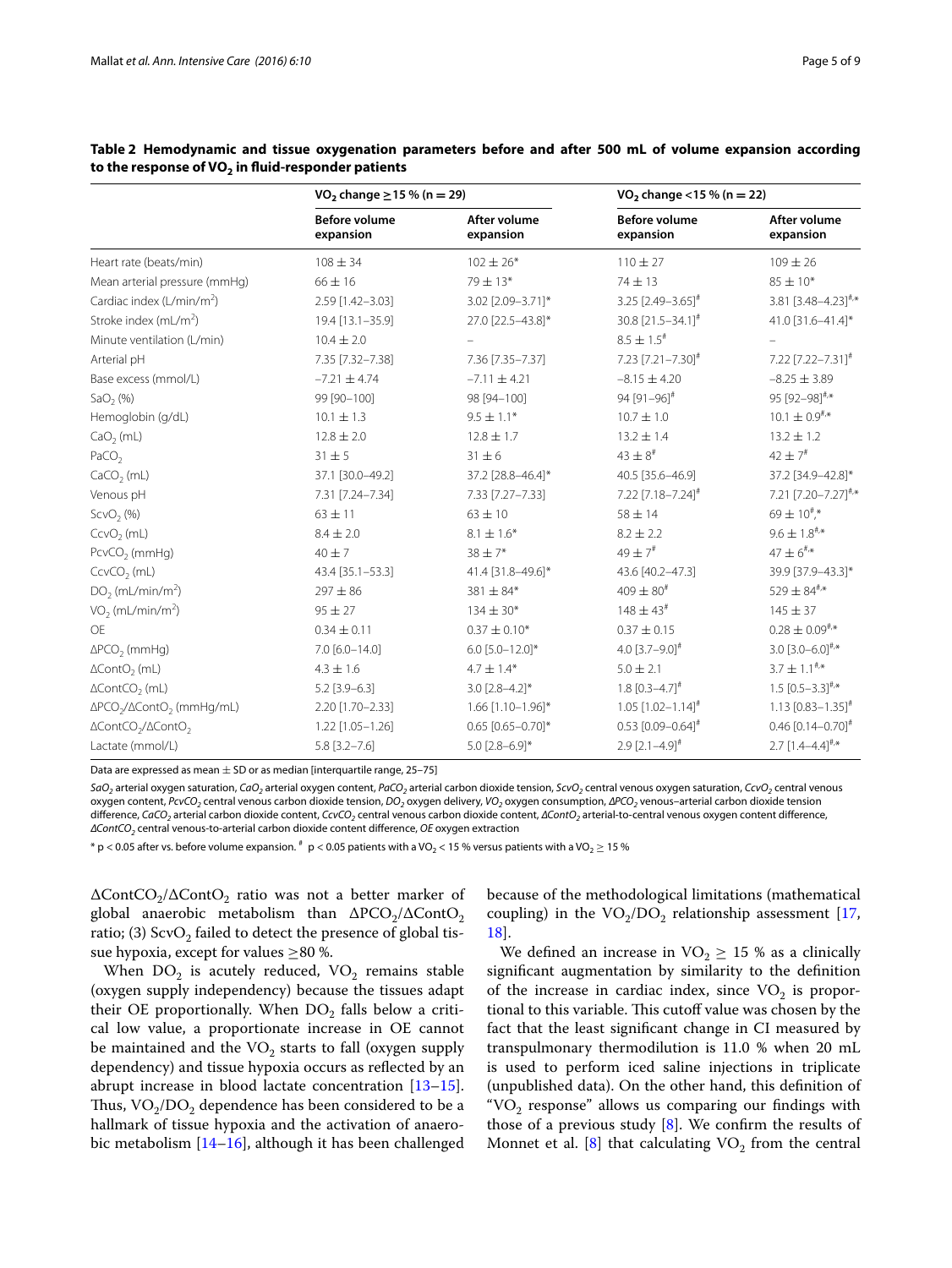**Table 2 Hemodynamic and tissue oxygenation parameters before and after 500 mL of volume expansion according to the response of $VO_2$ in fluid-responder patients**

| | $VO_2$ change ≥15 % (n = 29) | | $VO_2$ change <15 % (n = 22) | |
|---|---|---|---|---|
| | Before volume expansion | After volume expansion | Before volume expansion | After volume expansion |
| Heart rate (beats/min) | 108 ± 34 | 102 ± 26* | 110 ± 27 | 109 ± 26 |
| Mean arterial pressure (mmHg) | 66 ± 16 | 79 ± 13* | 74 ± 13 | 85 ± 10* |
| Cardiac index (L/min/m²) | 2.59 [1.42–3.03] | 3.02 [2.09–3.71]* | 3.25 [2.49–3.65]# | 3.81 [3.48–4.23]#,* |
| Stroke index (mL/m²) | 19.4 [13.1–35.9] | 27.0 [22.5–43.8]* | 30.8 [21.5–34.1]# | 41.0 [31.6–41.4]* |
| Minute ventilation (L/min) | 10.4 ± 2.0 | – | 8.5 ± 1.5# | – |
| Arterial pH | 7.35 [7.32–7.38] | 7.36 [7.35–7.37] | 7.23 [7.21–7.30]# | 7.22 [7.22–7.31]# |
| Base excess (mmol/L) | −7.21 ± 4.74 | −7.11 ± 4.21 | −8.15 ± 4.20 | −8.25 ± 3.89 |
| $SaO_2$ (%) | 99 [90–100] | 98 [94–100] | 94 [91–96]# | 95 [92–98]#,* |
| Hemoglobin (g/dL) | 10.1 ± 1.3 | 9.5 ± 1.1* | 10.7 ± 1.0 | 10.1 ± 0.9#,* |
| $CaO_2$ (mL) | 12.8 ± 2.0 | 12.8 ± 1.7 | 13.2 ± 1.4 | 13.2 ± 1.2 |
| $PaCO_2$ | 31 ± 5 | 31 ± 6 | 43 ± 8# | 42 ± 7# |
| $CaCO_2$ (mL) | 37.1 [30.0–49.2] | 37.2 [28.8–46.4]* | 40.5 [35.6–46.9] | 37.2 [34.9–42.8]* |
| Venous pH | 7.31 [7.24–7.34] | 7.33 [7.27–7.33] | 7.22 [7.18–7.24]# | 7.21 [7.20–7.27]#,* |
| $ScvO_2$ (%) | 63 ± 11 | 63 ± 10 | 58 ± 14 | 69 ± 10#,* |
| $CcvO_2$ (mL) | 8.4 ± 2.0 | 8.1 ± 1.6* | 8.2 ± 2.2 | 9.6 ± 1.8#,* |
| $PcvCO_2$ (mmHg) | 40 ± 7 | 38 ± 7* | 49 ± 7# | 47 ± 6#,* |
| $CcvCO_2$ (mL) | 43.4 [35.1–53.3] | 41.4 [31.8–49.6]* | 43.6 [40.2–47.3] | 39.9 [37.9–43.3]* |
| $DO_2$ (mL/min/m²) | 297 ± 86 | 381 ± 84* | 409 ± 80# | 529 ± 84#,* |
| $VO_2$ (mL/min/m²) | 95 ± 27 | 134 ± 30* | 148 ± 43# | 145 ± 37 |
| OE | 0.34 ± 0.11 | 0.37 ± 0.10* | 0.37 ± 0.15 | 0.28 ± 0.09#,* |
| $\Delta PCO_2$ (mmHg) | 7.0 [6.0–14.0] | 6.0 [5.0–12.0]* | 4.0 [3.7–9.0]# | 3.0 [3.0–6.0]#,* |
| $\Delta ContO_2$ (mL) | 4.3 ± 1.6 | 4.7 ± 1.4* | 5.0 ± 2.1 | 3.7 ± 1.1#,* |
| $\Delta ContCO_2$ (mL) | 5.2 [3.9–6.3] | 3.0 [2.8–4.2]* | 1.8 [0.3–4.7]# | 1.5 [0.5–3.3]#,* |
| $\Delta PCO_2/\Delta ContO_2$ (mmHg/mL) | 2.20 [1.70–2.33] | 1.66 [1.10–1.96]* | 1.05 [1.02–1.14]# | 1.13 [0.83–1.35]# |
| $\Delta ContCO_2/\Delta ContO_2$ | 1.22 [1.05–1.26] | 0.65 [0.65–0.70]* | 0.53 [0.09–0.64]# | 0.46 [0.14–0.70]# |
| Lactate (mmol/L) | 5.8 [3.2–7.6] | 5.0 [2.8–6.9]* | 2.9 [2.1–4.9]# | 2.7 [1.4–4.4]#,* |

Data are expressed as mean ± SD or as median [interquartile range, 25–75]

*$SaO_2$* arterial oxygen saturation, *$CaO_2$* arterial oxygen content, *$PaCO_2$* arterial carbon dioxide tension, *$ScvO_2$* central venous oxygen saturation, *$CcvO_2$* central venous oxygen content, *$PcvCO_2$* central venous carbon dioxide tension, *$DO_2$* oxygen delivery, *$VO_2$* oxygen consumption, *$\Delta PCO_2$* venous–arterial carbon dioxide tension difference, *$CaCO_2$* arterial carbon dioxide content, *$CcvCO_2$* central venous carbon dioxide content, *$\Delta ContO_2$* arterial-to-central venous oxygen content difference, *$\Delta ContCO_2$* central venous-to-arterial carbon dioxide content difference, *OE* oxygen extraction

* $p < 0.05$ after vs. before volume expansion. # $p < 0.05$ patients with a $VO_2 < 15$ % versus patients with a $VO_2 \geq 15$ %

$\Delta ContCO_2/\Delta ContO_2$ ratio was not a better marker of global anaerobic metabolism than $\Delta PCO_2/\Delta ContO_2$ ratio; (3) $ScvO_2$ failed to detect the presence of global tissue hypoxia, except for values ≥80 %.

When $DO_2$ is acutely reduced, $VO_2$ remains stable (oxygen supply independency) because the tissues adapt their OE proportionally. When $DO_2$ falls below a critical low value, a proportionate increase in OE cannot be maintained and the $VO_2$ starts to fall (oxygen supply dependency) and tissue hypoxia occurs as reflected by an abrupt increase in blood lactate concentration [13–15]. Thus, $VO_2/DO_2$ dependence has been considered to be a hallmark of tissue hypoxia and the activation of anaerobic metabolism [14–16], although it has been challenged because of the methodological limitations (mathematical coupling) in the $VO_2/DO_2$ relationship assessment [17, 18].

We defined an increase in $VO_2 \geq 15$ % as a clinically significant augmentation by similarity to the definition of the increase in cardiac index, since $VO_2$ is proportional to this variable. This cutoff value was chosen by the fact that the least significant change in CI measured by transpulmonary thermodilution is 11.0 % when 20 mL is used to perform iced saline injections in triplicate (unpublished data). On the other hand, this definition of "$VO_2$ response" allows us comparing our findings with those of a previous study [8]. We confirm the results of Monnet et al. [8] that calculating $VO_2$ from the central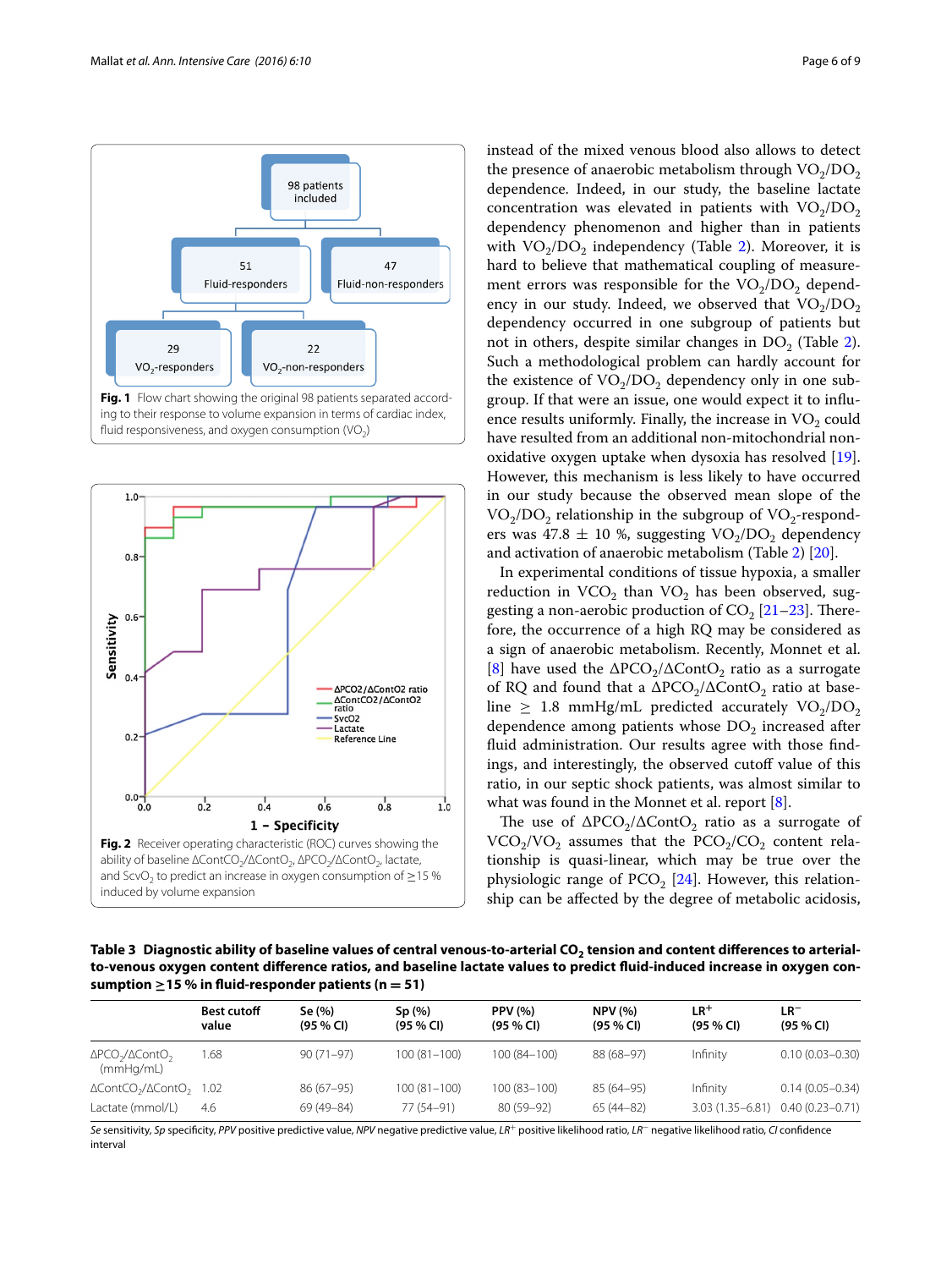Fig. 1 Flow chart showing the original 98 patients separated according to their response to volume expansion in terms of cardiac index, fluid responsiveness, and oxygen consumption ($VO_2$)

Fig. 2 Receiver operating characteristic (ROC) curves showing the ability of baseline $\Delta ContCO_2/\Delta ContO_2$, $\Delta PCO_2/\Delta ContO_2$, lactate, and $ScvO_2$ to predict an increase in oxygen consumption of ≥15 % induced by volume expansion

instead of the mixed venous blood also allows to detect the presence of anaerobic metabolism through $VO_2/DO_2$ dependence. Indeed, in our study, the baseline lactate concentration was elevated in patients with $VO_2/DO_2$ dependency phenomenon and higher than in patients with $VO_2/DO_2$ independency (Table 2). Moreover, it is hard to believe that mathematical coupling of measurement errors was responsible for the $VO_2/DO_2$ dependency in our study. Indeed, we observed that $VO_2/DO_2$ dependency occurred in one subgroup of patients but not in others, despite similar changes in $DO_2$ (Table 2). Such a methodological problem can hardly account for the existence of $VO_2/DO_2$ dependency only in one subgroup. If that were an issue, one would expect it to influence results uniformly. Finally, the increase in $VO_2$ could have resulted from an additional non-mitochondrial non-oxidative oxygen uptake when dysoxia has resolved [19]. However, this mechanism is less likely to have occurred in our study because the observed mean slope of the $VO_2/DO_2$ relationship in the subgroup of $VO_2$-responders was 47.8 ± 10 %, suggesting $VO_2/DO_2$ dependency and activation of anaerobic metabolism (Table 2) [20].

In experimental conditions of tissue hypoxia, a smaller reduction in $VCO_2$ than $VO_2$ has been observed, suggesting a non-aerobic production of $CO_2$ [21–23]. Therefore, the occurrence of a high RQ may be considered as a sign of anaerobic metabolism. Recently, Monnet et al. [8] have used the $\Delta PCO_2/\Delta ContO_2$ ratio as a surrogate of RQ and found that a $\Delta PCO_2/\Delta ContO_2$ ratio at baseline ≥ 1.8 mmHg/mL predicted accurately $VO_2/DO_2$ dependence among patients whose $DO_2$ increased after fluid administration. Our results agree with those findings, and interestingly, the observed cutoff value of this ratio, in our septic shock patients, was almost similar to what was found in the Monnet et al. report [8].

The use of $\Delta PCO_2/\Delta ContO_2$ ratio as a surrogate of $VCO_2/VO_2$ assumes that the $PCO_2/CO_2$ content relationship is quasi-linear, which may be true over the physiologic range of $PCO_2$ [24]. However, this relationship can be affected by the degree of metabolic acidosis,

**Table 3 Diagnostic ability of baseline values of central venous-to-arterial $CO_2$ tension and content differences to arterial-to-venous oxygen content difference ratios, and baseline lactate values to predict fluid-induced increase in oxygen consumption ≥15 % in fluid-responder patients (n = 51)**

| | Best cutoff value | Se (%) (95 % CI) | Sp (%) (95 % CI) | PPV (%) (95 % CI) | NPV (%) (95 % CI) | LR+ (95 % CI) | LR− (95 % CI) |
|---|---|---|---|---|---|---|---|
| $\Delta PCO_2/\Delta ContO_2$ (mmHg/mL) | 1.68 | 90 (71–97) | 100 (81–100) | 100 (84–100) | 88 (68–97) | Infinity | 0.10 (0.03–0.30) |
| $\Delta ContCO_2/\Delta ContO_2$ | 1.02 | 86 (67–95) | 100 (81–100) | 100 (83–100) | 85 (64–95) | Infinity | 0.14 (0.05–0.34) |
| Lactate (mmol/L) | 4.6 | 69 (49–84) | 77 (54–91) | 80 (59–92) | 65 (44–82) | 3.03 (1.35–6.81) | 0.40 (0.23–0.71) |

*Se* sensitivity, *Sp* specificity, *PPV* positive predictive value, *NPV* negative predictive value, *LR+* positive likelihood ratio, *LR−* negative likelihood ratio, *CI* confidence interval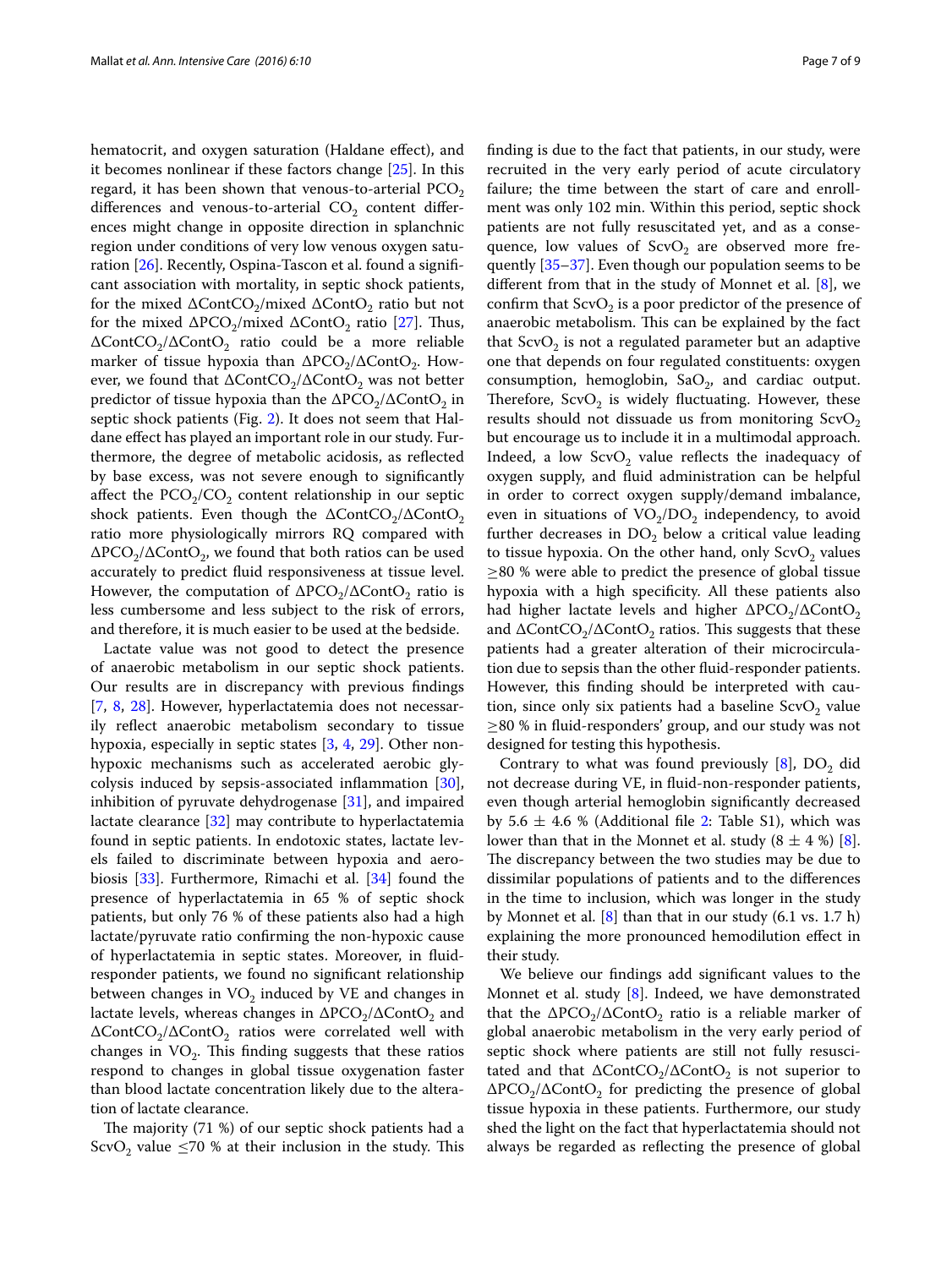hematocrit, and oxygen saturation (Haldane effect), and it becomes nonlinear if these factors change [25]. In this regard, it has been shown that venous-to-arterial $PCO_2$ differences and venous-to-arterial $CO_2$ content differences might change in opposite direction in splanchnic region under conditions of very low venous oxygen saturation [26]. Recently, Ospina-Tascon et al. found a significant association with mortality, in septic shock patients, for the mixed $\Delta ContCO_2$/mixed $\Delta ContO_2$ ratio but not for the mixed $\Delta PCO_2$/mixed $\Delta ContO_2$ ratio [27]. Thus, $\Delta ContCO_2/\Delta ContO_2$ ratio could be a more reliable marker of tissue hypoxia than $\Delta PCO_2/\Delta ContO_2$. However, we found that $\Delta ContCO_2/\Delta ContO_2$ was not better predictor of tissue hypoxia than the $\Delta PCO_2/\Delta ContO_2$ in septic shock patients (Fig. 2). It does not seem that Haldane effect has played an important role in our study. Furthermore, the degree of metabolic acidosis, as reflected by base excess, was not severe enough to significantly affect the $PCO_2/CO_2$ content relationship in our septic shock patients. Even though the $\Delta ContCO_2/\Delta ContO_2$ ratio more physiologically mirrors RQ compared with $\Delta PCO_2/\Delta ContO_2$, we found that both ratios can be used accurately to predict fluid responsiveness at tissue level. However, the computation of $\Delta PCO_2/\Delta ContO_2$ ratio is less cumbersome and less subject to the risk of errors, and therefore, it is much easier to be used at the bedside.

Lactate value was not good to detect the presence of anaerobic metabolism in our septic shock patients. Our results are in discrepancy with previous findings [7, 8, 28]. However, hyperlactatemia does not necessarily reflect anaerobic metabolism secondary to tissue hypoxia, especially in septic states [3, 4, 29]. Other non-hypoxic mechanisms such as accelerated aerobic glycolysis induced by sepsis-associated inflammation [30], inhibition of pyruvate dehydrogenase [31], and impaired lactate clearance [32] may contribute to hyperlactatemia found in septic patients. In endotoxic states, lactate levels failed to discriminate between hypoxia and aerobiosis [33]. Furthermore, Rimachi et al. [34] found the presence of hyperlactatemia in 65 % of septic shock patients, but only 76 % of these patients also had a high lactate/pyruvate ratio confirming the non-hypoxic cause of hyperlactatemia in septic states. Moreover, in fluid-responder patients, we found no significant relationship between changes in $VO_2$ induced by VE and changes in lactate levels, whereas changes in $\Delta PCO_2/\Delta ContO_2$ and $\Delta ContCO_2/\Delta ContO_2$ ratios were correlated well with changes in $VO_2$. This finding suggests that these ratios respond to changes in global tissue oxygenation faster than blood lactate concentration likely due to the alteration of lactate clearance.

The majority (71 %) of our septic shock patients had a $ScvO_2$ value $\leq$70 % at their inclusion in the study. This finding is due to the fact that patients, in our study, were recruited in the very early period of acute circulatory failure; the time between the start of care and enrollment was only 102 min. Within this period, septic shock patients are not fully resuscitated yet, and as a consequence, low values of $ScvO_2$ are observed more frequently [35–37]. Even though our population seems to be different from that in the study of Monnet et al. [8], we confirm that $ScvO_2$ is a poor predictor of the presence of anaerobic metabolism. This can be explained by the fact that $ScvO_2$ is not a regulated parameter but an adaptive one that depends on four regulated constituents: oxygen consumption, hemoglobin, $SaO_2$, and cardiac output. Therefore, $ScvO_2$ is widely fluctuating. However, these results should not dissuade us from monitoring $ScvO_2$ but encourage us to include it in a multimodal approach. Indeed, a low $ScvO_2$ value reflects the inadequacy of oxygen supply, and fluid administration can be helpful in order to correct oxygen supply/demand imbalance, even in situations of $VO_2/DO_2$ independency, to avoid further decreases in $DO_2$ below a critical value leading to tissue hypoxia. On the other hand, only $ScvO_2$ values $\geq$80 % were able to predict the presence of global tissue hypoxia with a high specificity. All these patients also had higher lactate levels and higher $\Delta PCO_2/\Delta ContO_2$ and $\Delta ContCO_2/\Delta ContO_2$ ratios. This suggests that these patients had a greater alteration of their microcirculation due to sepsis than the other fluid-responder patients. However, this finding should be interpreted with caution, since only six patients had a baseline $ScvO_2$ value $\geq$80 % in fluid-responders' group, and our study was not designed for testing this hypothesis.

Contrary to what was found previously [8], $DO_2$ did not decrease during VE, in fluid-non-responder patients, even though arterial hemoglobin significantly decreased by 5.6 ± 4.6 % (Additional file 2: Table S1), which was lower than that in the Monnet et al. study (8 ± 4 %) [8]. The discrepancy between the two studies may be due to dissimilar populations of patients and to the differences in the time to inclusion, which was longer in the study by Monnet et al. [8] than that in our study (6.1 vs. 1.7 h) explaining the more pronounced hemodilution effect in their study.

We believe our findings add significant values to the Monnet et al. study [8]. Indeed, we have demonstrated that the $\Delta PCO_2/\Delta ContO_2$ ratio is a reliable marker of global anaerobic metabolism in the very early period of septic shock where patients are still not fully resuscitated and that $\Delta ContCO_2/\Delta ContO_2$ is not superior to $\Delta PCO_2/\Delta ContO_2$ for predicting the presence of global tissue hypoxia in these patients. Furthermore, our study shed the light on the fact that hyperlactatemia should not always be regarded as reflecting the presence of global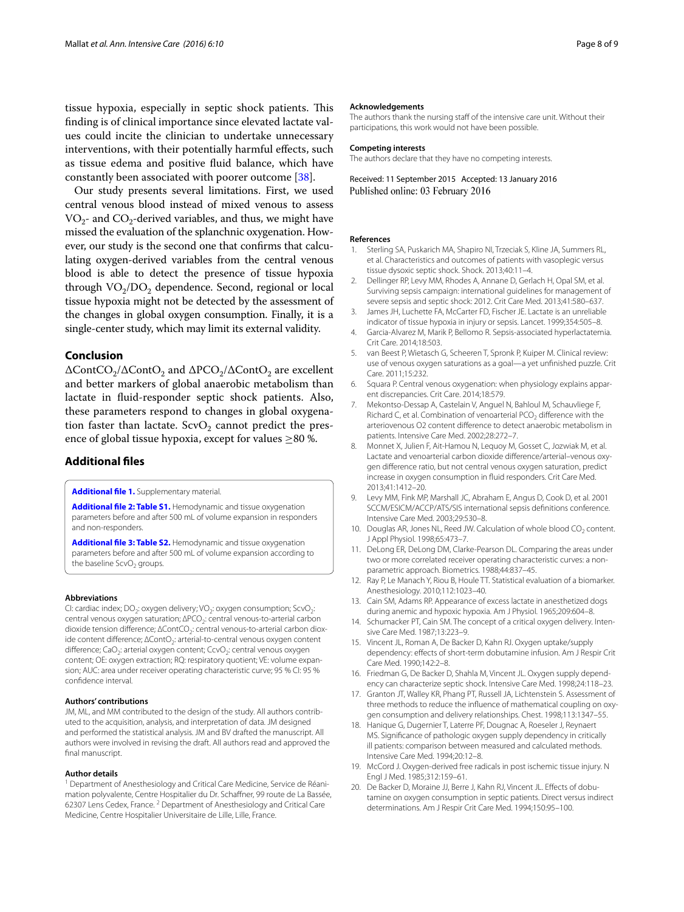tissue hypoxia, especially in septic shock patients. This finding is of clinical importance since elevated lactate values could incite the clinician to undertake unnecessary interventions, with their potentially harmful effects, such as tissue edema and positive fluid balance, which have constantly been associated with poorer outcome [38].

Our study presents several limitations. First, we used central venous blood instead of mixed venous to assess $VO_2$- and $CO_2$-derived variables, and thus, we might have missed the evaluation of the splanchnic oxygenation. However, our study is the second one that confirms that calculating oxygen-derived variables from the central venous blood is able to detect the presence of tissue hypoxia through $VO_2/DO_2$ dependence. Second, regional or local tissue hypoxia might not be detected by the assessment of the changes in global oxygen consumption. Finally, it is a single-center study, which may limit its external validity.

## Conclusion

$\Delta ContCO_2/\Delta ContO_2$ and $\Delta PCO_2/\Delta ContO_2$ are excellent and better markers of global anaerobic metabolism than lactate in fluid-responder septic shock patients. Also, these parameters respond to changes in global oxygenation faster than lactate. $ScvO_2$ cannot predict the presence of global tissue hypoxia, except for values $\geq$80 %.

## Additional files

**Additional file 1.** Supplementary material.

**Additional file 2: Table S1.** Hemodynamic and tissue oxygenation parameters before and after 500 mL of volume expansion in responders and non-responders.

**Additional file 3: Table S2.** Hemodynamic and tissue oxygenation parameters before and after 500 mL of volume expansion according to the baseline $ScvO_2$ groups.

### Abbreviations

CI: cardiac index; $DO_2$: oxygen delivery; $VO_2$: oxygen consumption; $ScvO_2$: central venous oxygen saturation; $\Delta PCO_2$: central venous-to-arterial carbon dioxide tension difference; $\Delta ContCO_2$: central venous-to-arterial carbon dioxide content difference; $\Delta ContO_2$: arterial-to-central venous oxygen content difference; $CaO_2$: arterial oxygen content; $CcvO_2$: central venous oxygen content; OE: oxygen extraction; RQ: respiratory quotient; VE: volume expansion; AUC: area under receiver operating characteristic curve; 95 % CI: 95 % confidence interval.

### Authors' contributions

JM, ML, and MM contributed to the design of the study. All authors contributed to the acquisition, analysis, and interpretation of data. JM designed and performed the statistical analysis. JM and BV drafted the manuscript. All authors were involved in revising the draft. All authors read and approved the final manuscript.

### Author details

[1] Department of Anesthesiology and Critical Care Medicine, Service de Réanimation polyvalente, Centre Hospitalier du Dr. Schaffner, 99 route de La Bassée, 62307 Lens Cedex, France. [2] Department of Anesthesiology and Critical Care Medicine, Centre Hospitalier Universitaire de Lille, Lille, France.

### Acknowledgements

The authors thank the nursing staff of the intensive care unit. Without their participations, this work would not have been possible.

### Competing interests

The authors declare that they have no competing interests.

Received: 11 September 2015 Accepted: 13 January 2016
Published online: 03 February 2016

### References

1. Sterling SA, Puskarich MA, Shapiro NI, Trzeciak S, Kline JA, Summers RL, et al. Characteristics and outcomes of patients with vasoplegic versus tissue dysoxic septic shock. Shock. 2013;40:11–4.
2. Dellinger RP, Levy MM, Rhodes A, Annane D, Gerlach H, Opal SM, et al. Surviving sepsis campaign: international guidelines for management of severe sepsis and septic shock: 2012. Crit Care Med. 2013;41:580–637.
3. James JH, Luchette FA, McCarter FD, Fischer JE. Lactate is an unreliable indicator of tissue hypoxia in injury or sepsis. Lancet. 1999;354:505–8.
4. Garcia-Alvarez M, Marik P, Bellomo R. Sepsis-associated hyperlactatemia. Crit Care. 2014;18:503.
5. van Beest P, Wietasch G, Scheeren T, Spronk P, Kuiper M. Clinical review: use of venous oxygen saturations as a goal—a yet unfinished puzzle. Crit Care. 2011;15:232.
6. Squara P. Central venous oxygenation: when physiology explains apparent discrepancies. Crit Care. 2014;18:579.
7. Mekontso-Dessap A, Castelain V, Anguel N, Bahloul M, Schauvliege F, Richard C, et al. Combination of venoarterial $PCO_2$ difference with the arteriovenous O2 content difference to detect anaerobic metabolism in patients. Intensive Care Med. 2002;28:272–7.
8. Monnet X, Julien F, Ait-Hamou N, Lequoy M, Gosset C, Jozwiak M, et al. Lactate and venoarterial carbon dioxide difference/arterial–venous oxygen difference ratio, but not central venous oxygen saturation, predict increase in oxygen consumption in fluid responders. Crit Care Med. 2013;41:1412–20.
9. Levy MM, Fink MP, Marshall JC, Abraham E, Angus D, Cook D, et al. 2001 SCCM/ESICM/ACCP/ATS/SIS international sepsis definitions conference. Intensive Care Med. 2003;29:530–8.
10. Douglas AR, Jones NL, Reed JW. Calculation of whole blood $CO_2$ content. J Appl Physiol. 1998;65:473–7.
11. DeLong ER, DeLong DM, Clarke-Pearson DL. Comparing the areas under two or more correlated receiver operating characteristic curves: a nonparametric approach. Biometrics. 1988;44:837–45.
12. Ray P, Le Manach Y, Riou B, Houle TT. Statistical evaluation of a biomarker. Anesthesiology. 2010;112:1023–40.
13. Cain SM, Adams RP. Appearance of excess lactate in anesthetized dogs during anemic and hypoxic hypoxia. Am J Physiol. 1965;209:604–8.
14. Schumacker PT, Cain SM. The concept of a critical oxygen delivery. Intensive Care Med. 1987;13:223–9.
15. Vincent JL, Roman A, De Backer D, Kahn RJ. Oxygen uptake/supply dependency: effects of short-term dobutamine infusion. Am J Respir Crit Care Med. 1990;142:2–8.
16. Friedman G, De Backer D, Shahla M, Vincent JL. Oxygen supply dependency can characterize septic shock. Intensive Care Med. 1998;24:118–23.
17. Granton JT, Walley KR, Phang PT, Russell JA, Lichtenstein S. Assessment of three methods to reduce the influence of mathematical coupling on oxygen consumption and delivery relationships. Chest. 1998;113:1347–55.
18. Hanique G, Dugernier T, Laterre PF, Dougnac A, Roeseler J, Reynaert MS. Significance of pathologic oxygen supply dependency in critically ill patients: comparison between measured and calculated methods. Intensive Care Med. 1994;20:12–8.
19. McCord J. Oxygen-derived free radicals in post ischemic tissue injury. N Engl J Med. 1985;312:159–61.
20. De Backer D, Moraine JJ, Berre J, Kahn RJ, Vincent JL. Effects of dobutamine on oxygen consumption in septic patients. Direct versus indirect determinations. Am J Respir Crit Care Med. 1994;150:95–100.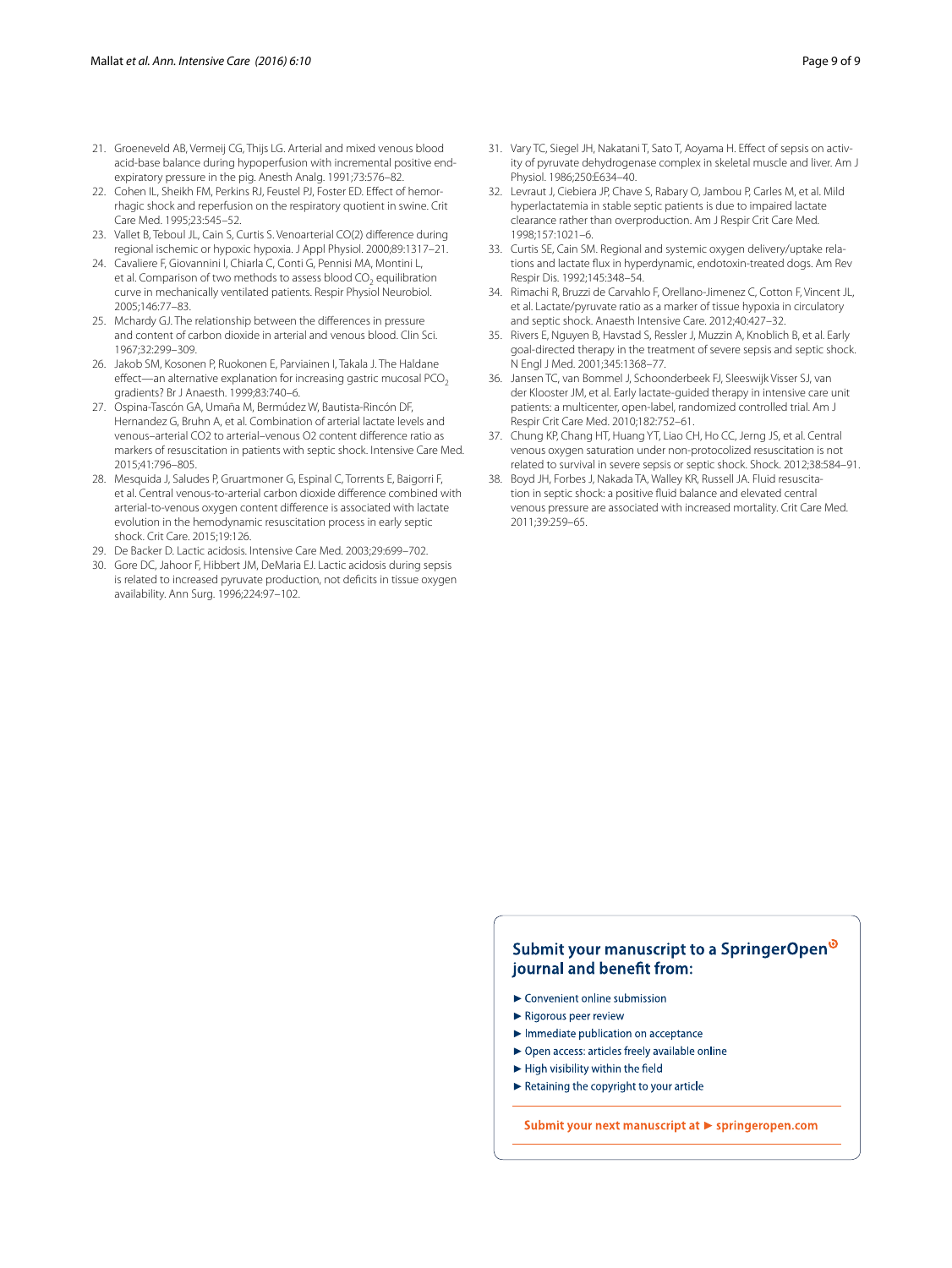21. Groeneveld AB, Vermeij CG, Thijs LG. Arterial and mixed venous blood acid-base balance during hypoperfusion with incremental positive end-expiratory pressure in the pig. Anesth Analg. 1991;73:576–82.
22. Cohen IL, Sheikh FM, Perkins RJ, Feustel PJ, Foster ED. Effect of hemorrhagic shock and reperfusion on the respiratory quotient in swine. Crit Care Med. 1995;23:545–52.
23. Vallet B, Teboul JL, Cain S, Curtis S. Venoarterial CO(2) difference during regional ischemic or hypoxic hypoxia. J Appl Physiol. 2000;89:1317–21.
24. Cavaliere F, Giovannini I, Chiarla C, Conti G, Pennisi MA, Montini L, et al. Comparison of two methods to assess blood $CO_2$ equilibration curve in mechanically ventilated patients. Respir Physiol Neurobiol. 2005;146:77–83.
25. Mchardy GJ. The relationship between the differences in pressure and content of carbon dioxide in arterial and venous blood. Clin Sci. 1967;32:299–309.
26. Jakob SM, Kosonen P, Ruokonen E, Parviainen I, Takala J. The Haldane effect—an alternative explanation for increasing gastric mucosal $PCO_2$ gradients? Br J Anaesth. 1999;83:740–6.
27. Ospina-Tascón GA, Umaña M, Bermúdez W, Bautista-Rincón DF, Hernandez G, Bruhn A, et al. Combination of arterial lactate levels and venous–arterial CO2 to arterial–venous O2 content difference ratio as markers of resuscitation in patients with septic shock. Intensive Care Med. 2015;41:796–805.
28. Mesquida J, Saludes P, Gruartmoner G, Espinal C, Torrents E, Baigorri F, et al. Central venous-to-arterial carbon dioxide difference combined with arterial-to-venous oxygen content difference is associated with lactate evolution in the hemodynamic resuscitation process in early septic shock. Crit Care. 2015;19:126.
29. De Backer D. Lactic acidosis. Intensive Care Med. 2003;29:699–702.
30. Gore DC, Jahoor F, Hibbert JM, DeMaria EJ. Lactic acidosis during sepsis is related to increased pyruvate production, not deficits in tissue oxygen availability. Ann Surg. 1996;224:97–102.
31. Vary TC, Siegel JH, Nakatani T, Sato T, Aoyama H. Effect of sepsis on activity of pyruvate dehydrogenase complex in skeletal muscle and liver. Am J Physiol. 1986;250:E634–40.
32. Levraut J, Ciebiera JP, Chave S, Rabary O, Jambou P, Carles M, et al. Mild hyperlactatemia in stable septic patients is due to impaired lactate clearance rather than overproduction. Am J Respir Crit Care Med. 1998;157:1021–6.
33. Curtis SE, Cain SM. Regional and systemic oxygen delivery/uptake relations and lactate flux in hyperdynamic, endotoxin-treated dogs. Am Rev Respir Dis. 1992;145:348–54.
34. Rimachi R, Bruzzi de Carvahlo F, Orellano-Jimenez C, Cotton F, Vincent JL, et al. Lactate/pyruvate ratio as a marker of tissue hypoxia in circulatory and septic shock. Anaesth Intensive Care. 2012;40:427–32.
35. Rivers E, Nguyen B, Havstad S, Ressler J, Muzzin A, Knoblich B, et al. Early goal-directed therapy in the treatment of severe sepsis and septic shock. N Engl J Med. 2001;345:1368–77.
36. Jansen TC, van Bommel J, Schoonderbeek FJ, Sleeswijk Visser SJ, van der Klooster JM, et al. Early lactate-guided therapy in intensive care unit patients: a multicenter, open-label, randomized controlled trial. Am J Respir Crit Care Med. 2010;182:752–61.
37. Chung KP, Chang HT, Huang YT, Liao CH, Ho CC, Jerng JS, et al. Central venous oxygen saturation under non-protocolized resuscitation is not related to survival in severe sepsis or septic shock. Shock. 2012;38:584–91.
38. Boyd JH, Forbes J, Nakada TA, Walley KR, Russell JA. Fluid resuscitation in septic shock: a positive fluid balance and elevated central venous pressure are associated with increased mortality. Crit Care Med. 2011;39:259–65.

**Submit your manuscript to a SpringerOpen journal and benefit from:**

- ► Convenient online submission
- ► Rigorous peer review
- ► Immediate publication on acceptance
- ► Open access: articles freely available online
- ► High visibility within the field
- ► Retaining the copyright to your article

**Submit your next manuscript at ► springeropen.com**